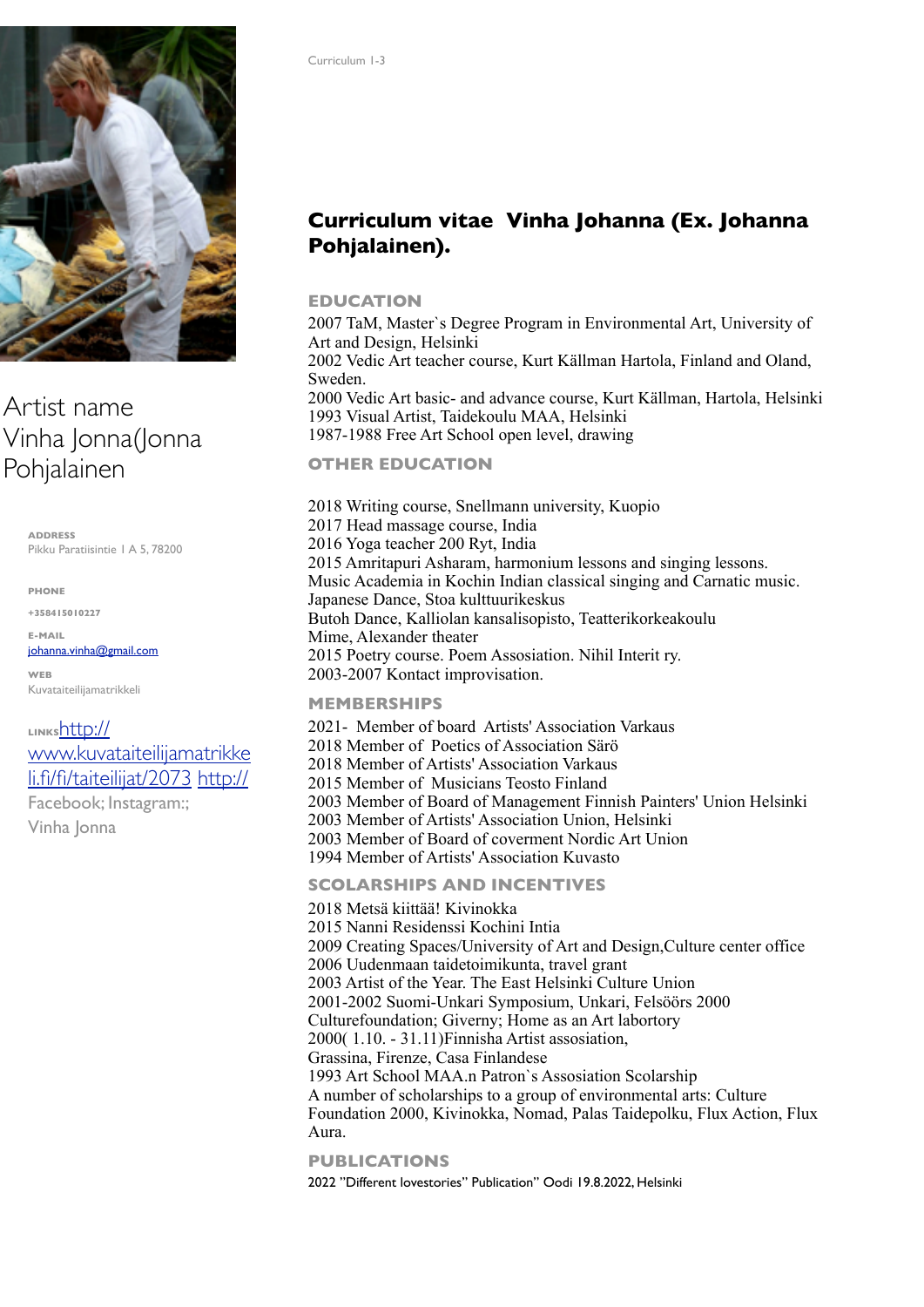Artist name
Vinha Jonna(Jonna Pohjalainen

**ADDRESS**
Pikku Paratiisintie 1 A 5, 78200

**PHONE**
+358415010227

**E-MAIL**
johanna.vinha@gmail.com

**WEB**
Kuvataiteilijamatrikkeli

**LINKS** http://www.kuvataiteilijamatrikkeli.fi/fi/taiteilijat/2073 http://
Facebook; Instagram:;
Vinha Jonna

# Curriculum vitae  Vinha Johanna (Ex. Johanna Pohjalainen).

## EDUCATION

2007 TaM, Master`s Degree Program in Environmental Art, University of Art and Design, Helsinki
2002 Vedic Art teacher course, Kurt Källman Hartola, Finland and Oland, Sweden.
2000 Vedic Art basic- and advance course, Kurt Källman, Hartola, Helsinki
1993 Visual Artist, Taidekoulu MAA, Helsinki
1987-1988 Free Art School open level, drawing

## OTHER EDUCATION

2018 Writing course, Snellmann university, Kuopio
2017 Head massage course, India
2016 Yoga teacher 200 Ryt, India
2015 Amritapuri Asharam, harmonium lessons and singing lessons.
Music Academia in Kochin Indian classical singing and Carnatic music.
Japanese Dance, Stoa kulttuurikeskus
Butoh Dance, Kalliolan kansalisopisto, Teatterikorkeakoulu
Mime, Alexander theater
2015 Poetry course. Poem Assosiation. Nihil Interit ry.
2003-2007 Kontact improvisation.

## MEMBERSHIPS

2021- Member of board  Artists' Association Varkaus
2018 Member of  Poetics of Association Särö
2018 Member of Artists' Association Varkaus
2015 Member of  Musicians Teosto Finland
2003 Member of Board of Management Finnish Painters' Union Helsinki
2003 Member of Artists' Association Union, Helsinki
2003 Member of Board of coverment Nordic Art Union
1994 Member of Artists' Association Kuvasto

## SCOLARSHIPS AND INCENTIVES

2018 Metsä kiittää! Kivinokka
2015 Nanni Residenssi Kochini Intia
2009 Creating Spaces/University of Art and Design,Culture center office
2006 Uudenmaan taidetoimikunta, travel grant
2003 Artist of the Year. The East Helsinki Culture Union
2001-2002 Suomi-Unkari Symposium, Unkari, Felsöörs 2000
Culturefoundation; Giverny; Home as an Art laborty
2000( 1.10. - 31.11)Finnisha Artist assosiation,
Grassina, Firenze, Casa Finlandese
1993 Art School MAA.n Patron`s Assosiation Scolarship
A number of scholarships to a group of environmental arts: Culture Foundation 2000, Kivinokka, Nomad, Palas Taidepolku, Flux Action, Flux Aura.

## PUBLICATIONS

2022 "Different lovestories" Publication" Oodi 19.8.2022, Helsinki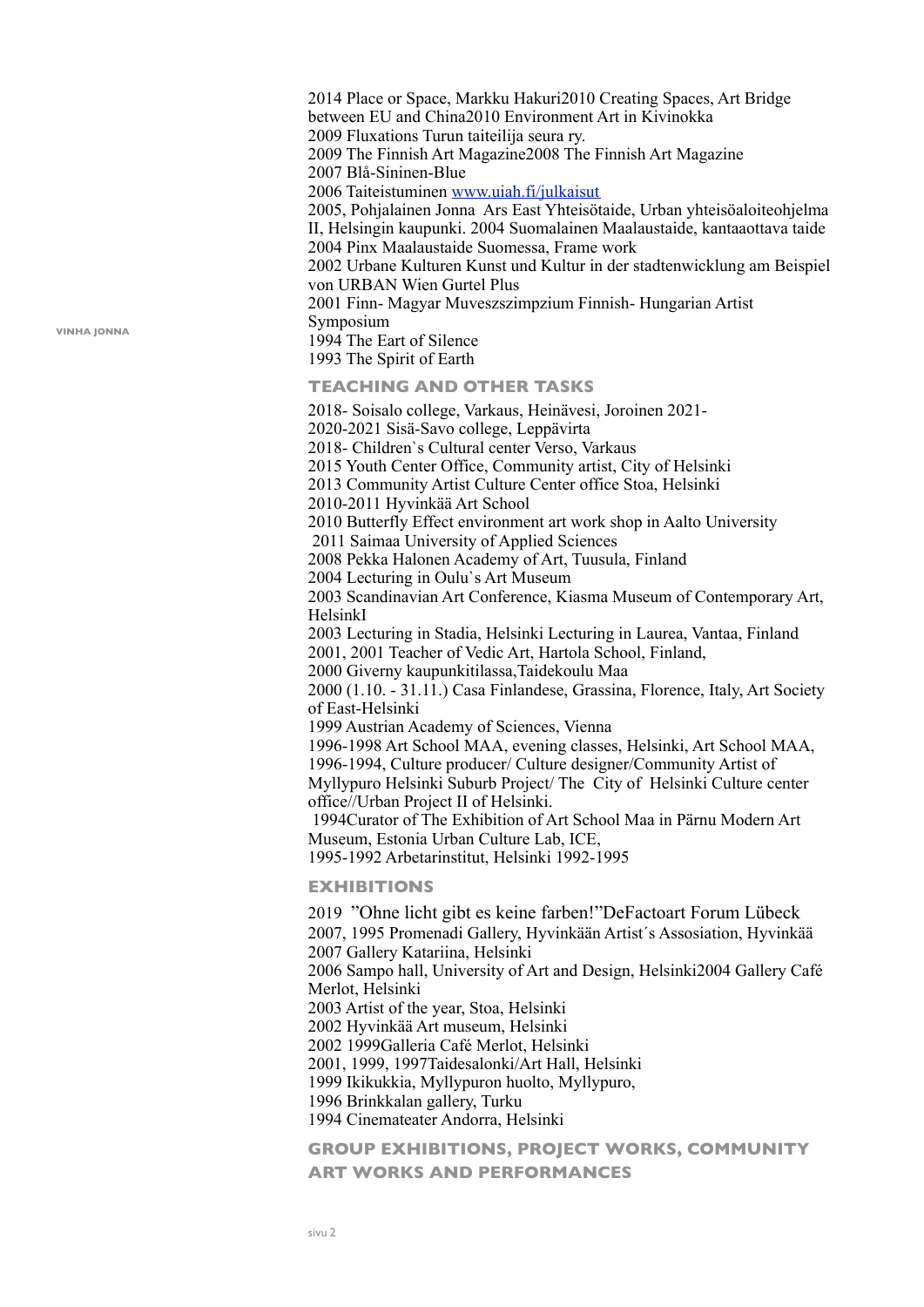2014 Place or Space, Markku Hakuri2010 Creating Spaces, Art Bridge between EU and China2010 Environment Art in Kivinokka
2009 Fluxations Turun taiteilija seura ry.
2009 The Finnish Art Magazine2008 The Finnish Art Magazine
2007 Blå-Sininen-Blue
2006 Taiteistuminen [www.uiah.fi/julkaisut](http://www.uiah.fi/julkaisut)
2005, Pohjalainen Jonna  Ars East Yhteisötaide, Urban yhteisöaloiteohjelma II, Helsingin kaupunki. 2004 Suomalainen Maalaustaide, kantaaottava taide
2004 Pinx Maalaustaide Suomessa, Frame work
2002 Urbane Kulturen Kunst und Kultur in der stadtenwicklung am Beispiel von URBAN Wien Gurtel Plus
2001 Finn- Magyar Muveszszimpzium Finnish- Hungarian Artist Symposium
1994 The Eart of Silence
1993 The Spirit of Earth

## TEACHING AND OTHER TASKS

2018- Soisalo college, Varkaus, Heinävesi, Joroinen 2021-
2020-2021 Sisä-Savo college, Leppävirta
2018- Children`s Cultural center Verso, Varkaus
2015 Youth Center Office, Community artist, City of Helsinki
2013 Community Artist Culture Center office Stoa, Helsinki
2010-2011 Hyvinkää Art School
2010 Butterfly Effect environment art work shop in Aalto University
2011 Saimaa University of Applied Sciences
2008 Pekka Halonen Academy of Art, Tuusula, Finland
2004 Lecturing in Oulu`s Art Museum
2003 Scandinavian Art Conference, Kiasma Museum of Contemporary Art, HelsinkI
2003 Lecturing in Stadia, Helsinki Lecturing in Laurea, Vantaa, Finland
2001, 2001 Teacher of Vedic Art, Hartola School, Finland,
2000 Giverny kaupunkitilassa,Taidekoulu Maa
2000 (1.10. - 31.11.) Casa Finlandese, Grassina, Florence, Italy, Art Society of East-Helsinki
1999 Austrian Academy of Sciences, Vienna
1996-1998 Art School MAA, evening classes, Helsinki, Art School MAA,
1996-1994, Culture producer/ Culture designer/Community Artist of Myllypuro Helsinki Suburb Project/ The  City of  Helsinki Culture center office//Urban Project II of Helsinki.
1994Curator of The Exhibition of Art School Maa in Pärnu Modern Art Museum, Estonia Urban Culture Lab, ICE,
1995-1992 Arbetarinstitut, Helsinki 1992-1995

## EXHIBITIONS

2019  ”Ohne licht gibt es keine farben!”DeFactoart Forum Lübeck
2007, 1995 Promenadi Gallery, Hyvinkään Artist´s Assosiation, Hyvinkää
2007 Gallery Katariina, Helsinki
2006 Sampo hall, University of Art and Design, Helsinki2004 Gallery Café Merlot, Helsinki
2003 Artist of the year, Stoa, Helsinki
2002 Hyvinkää Art museum, Helsinki
2002 1999Galleria Café Merlot, Helsinki
2001, 1999, 1997Taidesalonki/Art Hall, Helsinki
1999 Ikikukkia, Myllypuron huolto, Myllypuro,
1996 Brinkkalan gallery, Turku
1994 Cinemateater Andorra, Helsinki

## GROUP EXHIBITIONS, PROJECT WORKS, COMMUNITY ART WORKS AND PERFORMANCES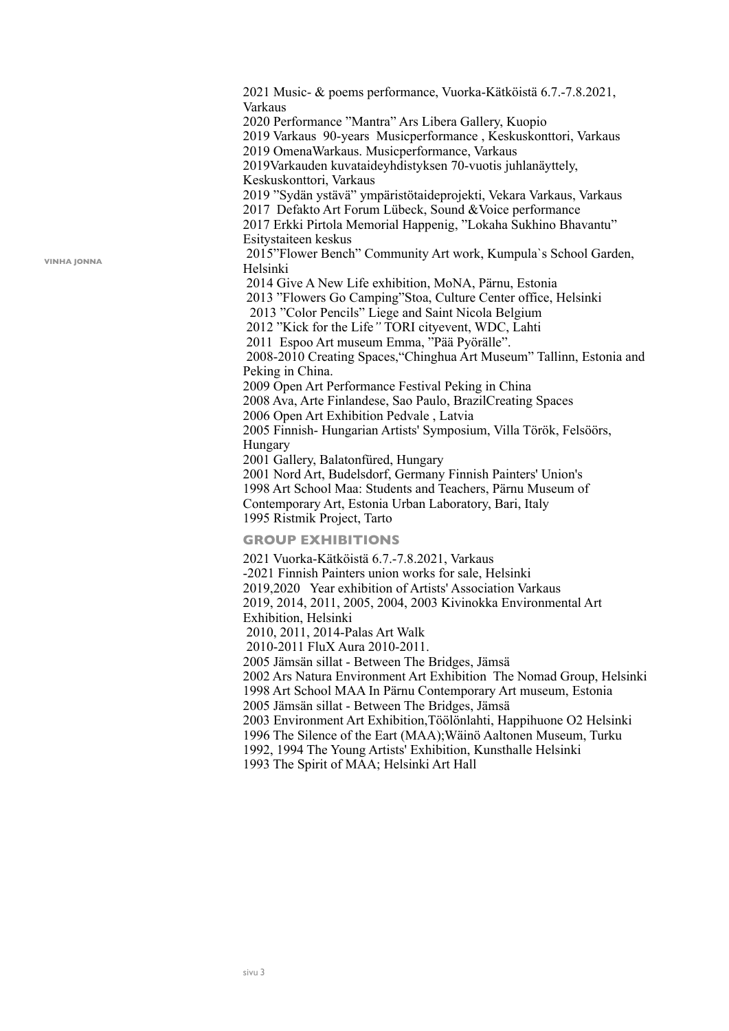2021 Music- & poems performance, Vuorka-Kätköistä 6.7.-7.8.2021, Varkaus
2020 Performance ”Mantra” Ars Libera Gallery, Kuopio
2019 Varkaus 90-years Musicperformance , Keskuskonttori, Varkaus
2019 OmenaWarkaus. Musicperformance, Varkaus
2019Varkauden kuvataideyhdistyksen 70-vuotis juhlanäyttely, Keskuskonttori, Varkaus
2019 ”Sydän ystävä” ympäristötaideprojekti, Vekara Varkaus, Varkaus
2017 Defakto Art Forum Lübeck, Sound &Voice performance
2017 Erkki Pirtola Memorial Happenig, ”Lokaha Sukhino Bhavantu” Esitystaiteen keskus
2015”Flower Bench” Community Art work, Kumpula`s School Garden, Helsinki
2014 Give A New Life exhibition, MoNA, Pärnu, Estonia
2013 ”Flowers Go Camping”Stoa, Culture Center office, Helsinki
2013 ”Color Pencils” Liege and Saint Nicola Belgium
2012 ”Kick for the Life” TORI cityevent, WDC, Lahti
2011 Espoo Art museum Emma, ”Pää Pyörälle”.
2008-2010 Creating Spaces,“Chinghua Art Museum” Tallinn, Estonia and Peking in China.
2009 Open Art Performance Festival Peking in China
2008 Ava, Arte Finlandese, Sao Paulo, BrazilCreating Spaces
2006 Open Art Exhibition Pedvale , Latvia
2005 Finnish- Hungarian Artists' Symposium, Villa Török, Felsöörs, Hungary
2001 Gallery, Balatonfüred, Hungary
2001 Nord Art, Budelsdorf, Germany Finnish Painters' Union's
1998 Art School Maa: Students and Teachers, Pärnu Museum of Contemporary Art, Estonia Urban Laboratory, Bari, Italy
1995 Ristmik Project, Tarto

## GROUP EXHIBITIONS

2021 Vuorka-Kätköistä 6.7.-7.8.2021, Varkaus
-2021 Finnish Painters union works for sale, Helsinki
2019,2020 Year exhibition of Artists' Association Varkaus
2019, 2014, 2011, 2005, 2004, 2003 Kivinokka Environmental Art Exhibition, Helsinki
2010, 2011, 2014-Palas Art Walk
2010-2011 FluX Aura 2010-2011.
2005 Jämsän sillat - Between The Bridges, Jämsä
2002 Ars Natura Environment Art Exhibition The Nomad Group, Helsinki
1998 Art School MAA In Pärnu Contemporary Art museum, Estonia
2005 Jämsän sillat - Between The Bridges, Jämsä
2003 Environment Art Exhibition,Töölönlahti, Happihuone O2 Helsinki
1996 The Silence of the Eart (MAA);Wäinö Aaltonen Museum, Turku
1992, 1994 The Young Artists' Exhibition, Kunsthalle Helsinki
1993 The Spirit of MAA; Helsinki Art Hall